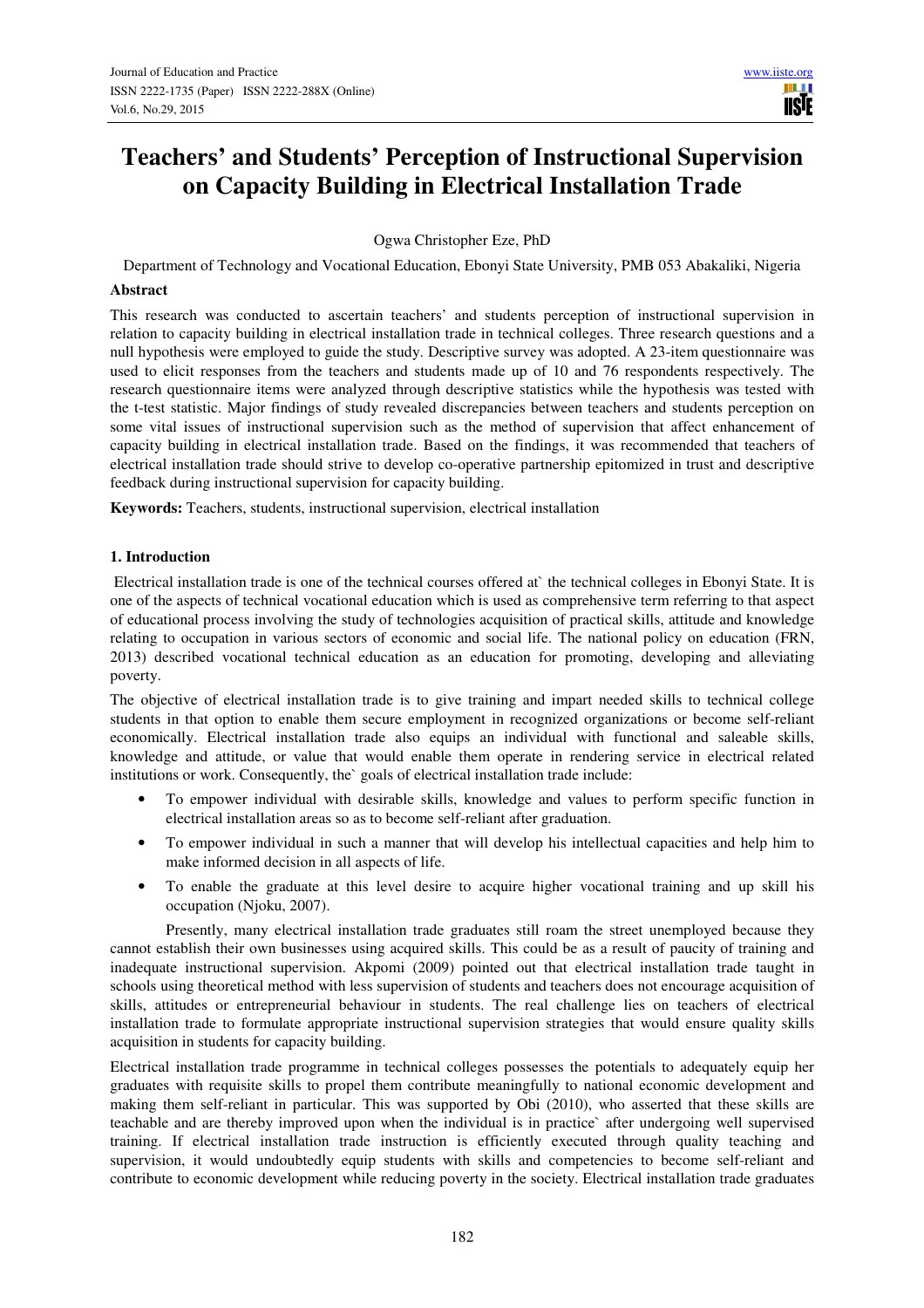# Teachers' and Students' Perception of Instructional Supervision on Capacity Building in Electrical Installation Trade

Ogwa Christopher Eze, PhD

Department of Technology and Vocational Education, Ebonyi State University, PMB 053 Abakaliki, Nigeria

## Abstract

This research was conducted to ascertain teachers' and students perception of instructional supervision in relation to capacity building in electrical installation trade in technical colleges. Three research questions and a null hypothesis were employed to guide the study. Descriptive survey was adopted. A 23-item questionnaire was used to elicit responses from the teachers and students made up of 10 and 76 respondents respectively. The research questionnaire items were analyzed through descriptive statistics while the hypothesis was tested with the t-test statistic. Major findings of study revealed discrepancies between teachers and students perception on some vital issues of instructional supervision such as the method of supervision that affect enhancement of capacity building in electrical installation trade. Based on the findings, it was recommended that teachers of electrical installation trade should strive to develop co-operative partnership epitomized in trust and descriptive feedback during instructional supervision for capacity building.

**Keywords:** Teachers, students, instructional supervision, electrical installation

## 1. Introduction

Electrical installation trade is one of the technical courses offered at` the technical colleges in Ebonyi State. It is one of the aspects of technical vocational education which is used as comprehensive term referring to that aspect of educational process involving the study of technologies acquisition of practical skills, attitude and knowledge relating to occupation in various sectors of economic and social life. The national policy on education (FRN, 2013) described vocational technical education as an education for promoting, developing and alleviating poverty.

The objective of electrical installation trade is to give training and impart needed skills to technical college students in that option to enable them secure employment in recognized organizations or become self-reliant economically. Electrical installation trade also equips an individual with functional and saleable skills, knowledge and attitude, or value that would enable them operate in rendering service in electrical related institutions or work. Consequently, the` goals of electrical installation trade include:

- To empower individual with desirable skills, knowledge and values to perform specific function in electrical installation areas so as to become self-reliant after graduation.
- To empower individual in such a manner that will develop his intellectual capacities and help him to make informed decision in all aspects of life.
- To enable the graduate at this level desire to acquire higher vocational training and up skill his occupation (Njoku, 2007).

Presently, many electrical installation trade graduates still roam the street unemployed because they cannot establish their own businesses using acquired skills. This could be as a result of paucity of training and inadequate instructional supervision. Akpomi (2009) pointed out that electrical installation trade taught in schools using theoretical method with less supervision of students and teachers does not encourage acquisition of skills, attitudes or entrepreneurial behaviour in students. The real challenge lies on teachers of electrical installation trade to formulate appropriate instructional supervision strategies that would ensure quality skills acquisition in students for capacity building.

Electrical installation trade programme in technical colleges possesses the potentials to adequately equip her graduates with requisite skills to propel them contribute meaningfully to national economic development and making them self-reliant in particular. This was supported by Obi (2010), who asserted that these skills are teachable and are thereby improved upon when the individual is in practice` after undergoing well supervised training. If electrical installation trade instruction is efficiently executed through quality teaching and supervision, it would undoubtedly equip students with skills and competencies to become self-reliant and contribute to economic development while reducing poverty in the society. Electrical installation trade graduates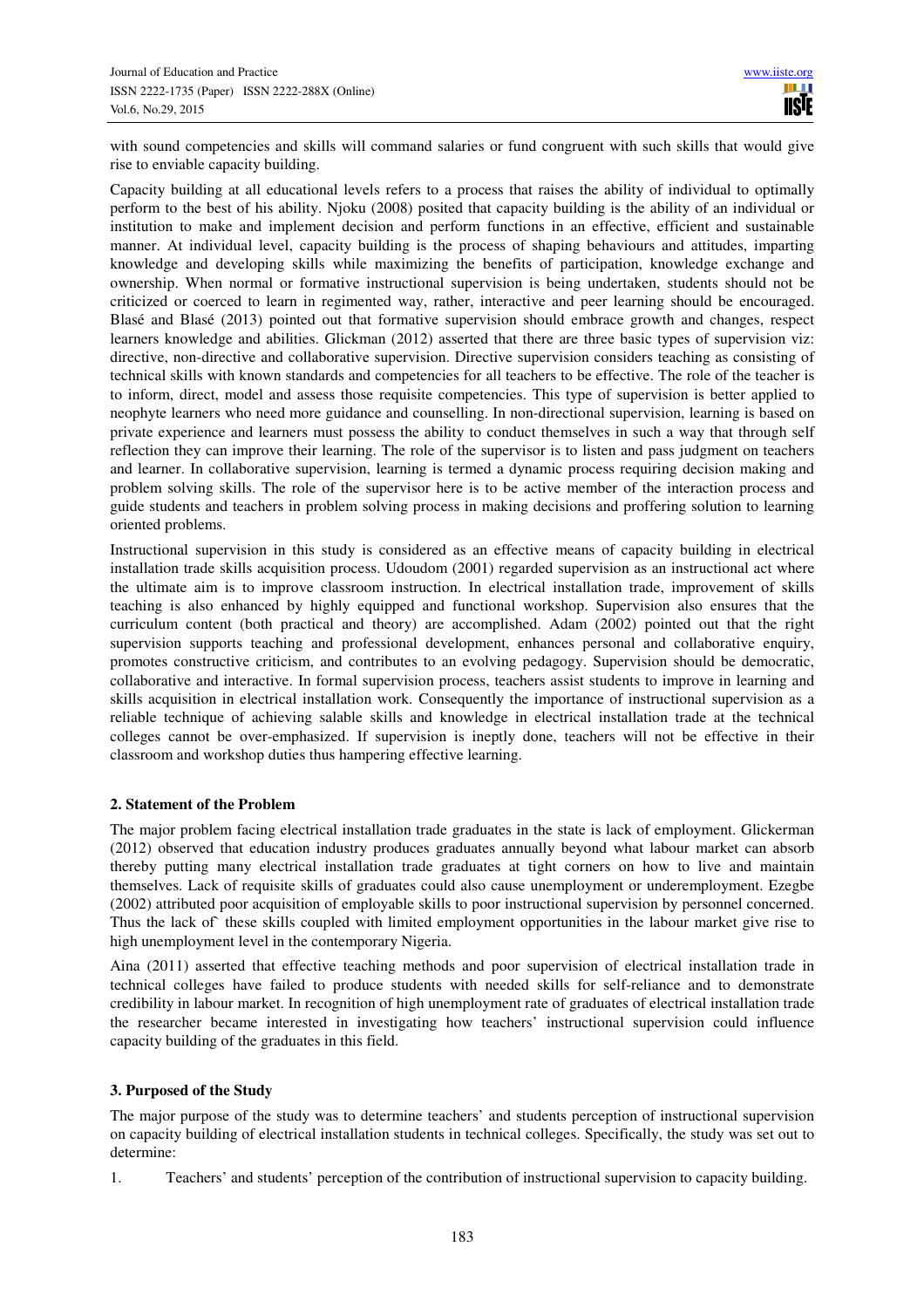with sound competencies and skills will command salaries or fund congruent with such skills that would give rise to enviable capacity building.

Capacity building at all educational levels refers to a process that raises the ability of individual to optimally perform to the best of his ability. Njoku (2008) posited that capacity building is the ability of an individual or institution to make and implement decision and perform functions in an effective, efficient and sustainable manner. At individual level, capacity building is the process of shaping behaviours and attitudes, imparting knowledge and developing skills while maximizing the benefits of participation, knowledge exchange and ownership. When normal or formative instructional supervision is being undertaken, students should not be criticized or coerced to learn in regimented way, rather, interactive and peer learning should be encouraged. Blasé and Blasé (2013) pointed out that formative supervision should embrace growth and changes, respect learners knowledge and abilities. Glickman (2012) asserted that there are three basic types of supervision viz: directive, non-directive and collaborative supervision. Directive supervision considers teaching as consisting of technical skills with known standards and competencies for all teachers to be effective. The role of the teacher is to inform, direct, model and assess those requisite competencies. This type of supervision is better applied to neophyte learners who need more guidance and counselling. In non-directional supervision, learning is based on private experience and learners must possess the ability to conduct themselves in such a way that through self reflection they can improve their learning. The role of the supervisor is to listen and pass judgment on teachers and learner. In collaborative supervision, learning is termed a dynamic process requiring decision making and problem solving skills. The role of the supervisor here is to be active member of the interaction process and guide students and teachers in problem solving process in making decisions and proffering solution to learning oriented problems.

Instructional supervision in this study is considered as an effective means of capacity building in electrical installation trade skills acquisition process. Udoudom (2001) regarded supervision as an instructional act where the ultimate aim is to improve classroom instruction. In electrical installation trade, improvement of skills teaching is also enhanced by highly equipped and functional workshop. Supervision also ensures that the curriculum content (both practical and theory) are accomplished. Adam (2002) pointed out that the right supervision supports teaching and professional development, enhances personal and collaborative enquiry, promotes constructive criticism, and contributes to an evolving pedagogy. Supervision should be democratic, collaborative and interactive. In formal supervision process, teachers assist students to improve in learning and skills acquisition in electrical installation work. Consequently the importance of instructional supervision as a reliable technique of achieving salable skills and knowledge in electrical installation trade at the technical colleges cannot be over-emphasized. If supervision is ineptly done, teachers will not be effective in their classroom and workshop duties thus hampering effective learning.

## 2. Statement of the Problem

The major problem facing electrical installation trade graduates in the state is lack of employment. Glickerman (2012) observed that education industry produces graduates annually beyond what labour market can absorb thereby putting many electrical installation trade graduates at tight corners on how to live and maintain themselves. Lack of requisite skills of graduates could also cause unemployment or underemployment. Ezegbe (2002) attributed poor acquisition of employable skills to poor instructional supervision by personnel concerned. Thus the lack of` these skills coupled with limited employment opportunities in the labour market give rise to high unemployment level in the contemporary Nigeria.

Aina (2011) asserted that effective teaching methods and poor supervision of electrical installation trade in technical colleges have failed to produce students with needed skills for self-reliance and to demonstrate credibility in labour market. In recognition of high unemployment rate of graduates of electrical installation trade the researcher became interested in investigating how teachers' instructional supervision could influence capacity building of the graduates in this field.

## 3. Purposed of the Study

The major purpose of the study was to determine teachers' and students perception of instructional supervision on capacity building of electrical installation students in technical colleges. Specifically, the study was set out to determine:

1. Teachers' and students' perception of the contribution of instructional supervision to capacity building.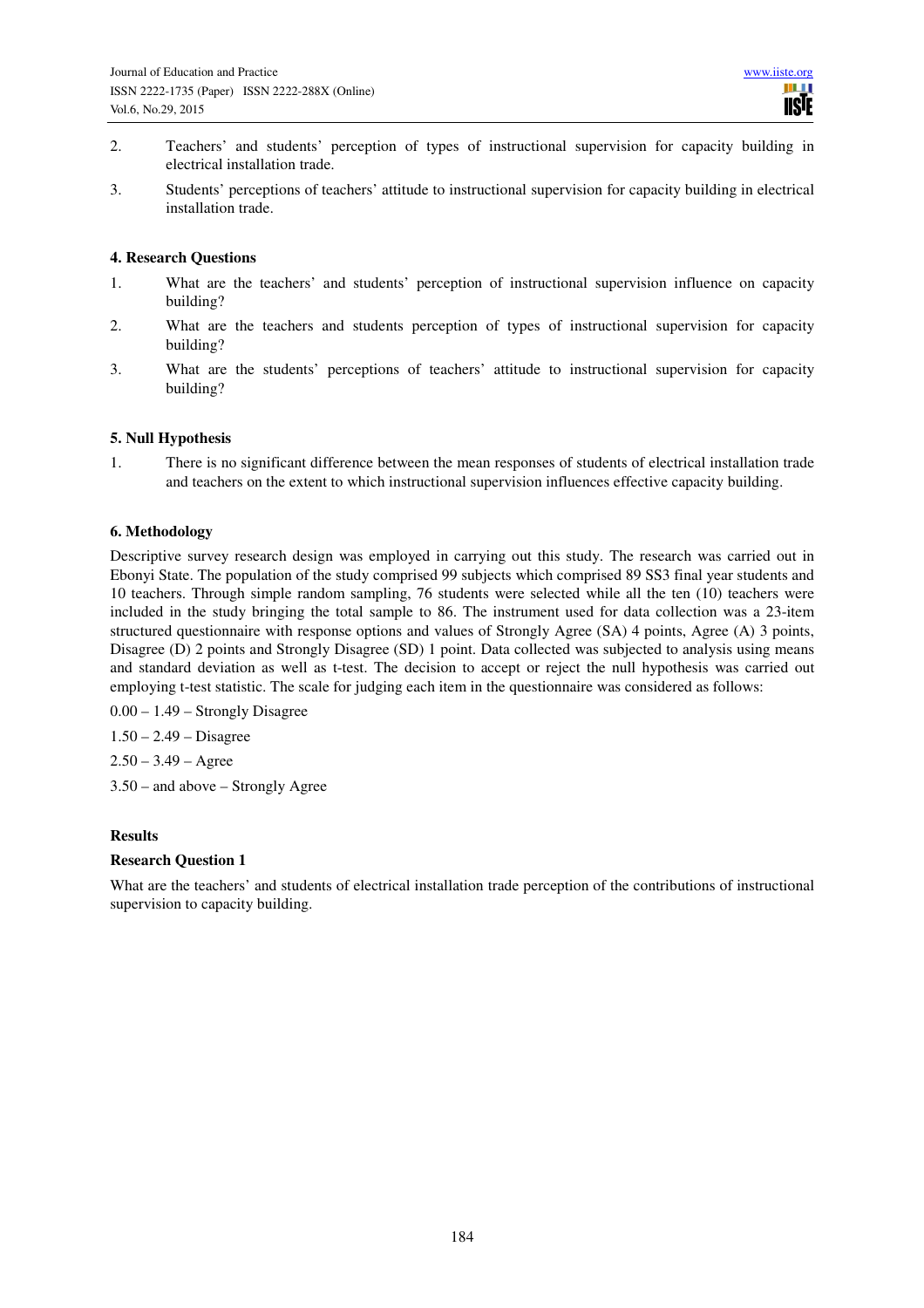2. Teachers' and students' perception of types of instructional supervision for capacity building in electrical installation trade.
3. Students' perceptions of teachers' attitude to instructional supervision for capacity building in electrical installation trade.

## 4. Research Questions

1. What are the teachers' and students' perception of instructional supervision influence on capacity building?
2. What are the teachers and students perception of types of instructional supervision for capacity building?
3. What are the students' perceptions of teachers' attitude to instructional supervision for capacity building?

## 5. Null Hypothesis

1. There is no significant difference between the mean responses of students of electrical installation trade and teachers on the extent to which instructional supervision influences effective capacity building.

## 6. Methodology

Descriptive survey research design was employed in carrying out this study. The research was carried out in Ebonyi State. The population of the study comprised 99 subjects which comprised 89 SS3 final year students and 10 teachers. Through simple random sampling, 76 students were selected while all the ten (10) teachers were included in the study bringing the total sample to 86. The instrument used for data collection was a 23-item structured questionnaire with response options and values of Strongly Agree (SA) 4 points, Agree (A) 3 points, Disagree (D) 2 points and Strongly Disagree (SD) 1 point. Data collected was subjected to analysis using means and standard deviation as well as t-test. The decision to accept or reject the null hypothesis was carried out employing t-test statistic. The scale for judging each item in the questionnaire was considered as follows:

0.00 – 1.49 – Strongly Disagree

1.50 – 2.49 – Disagree

2.50 – 3.49 – Agree

3.50 – and above – Strongly Agree

## Results

### Research Question 1

What are the teachers' and students of electrical installation trade perception of the contributions of instructional supervision to capacity building.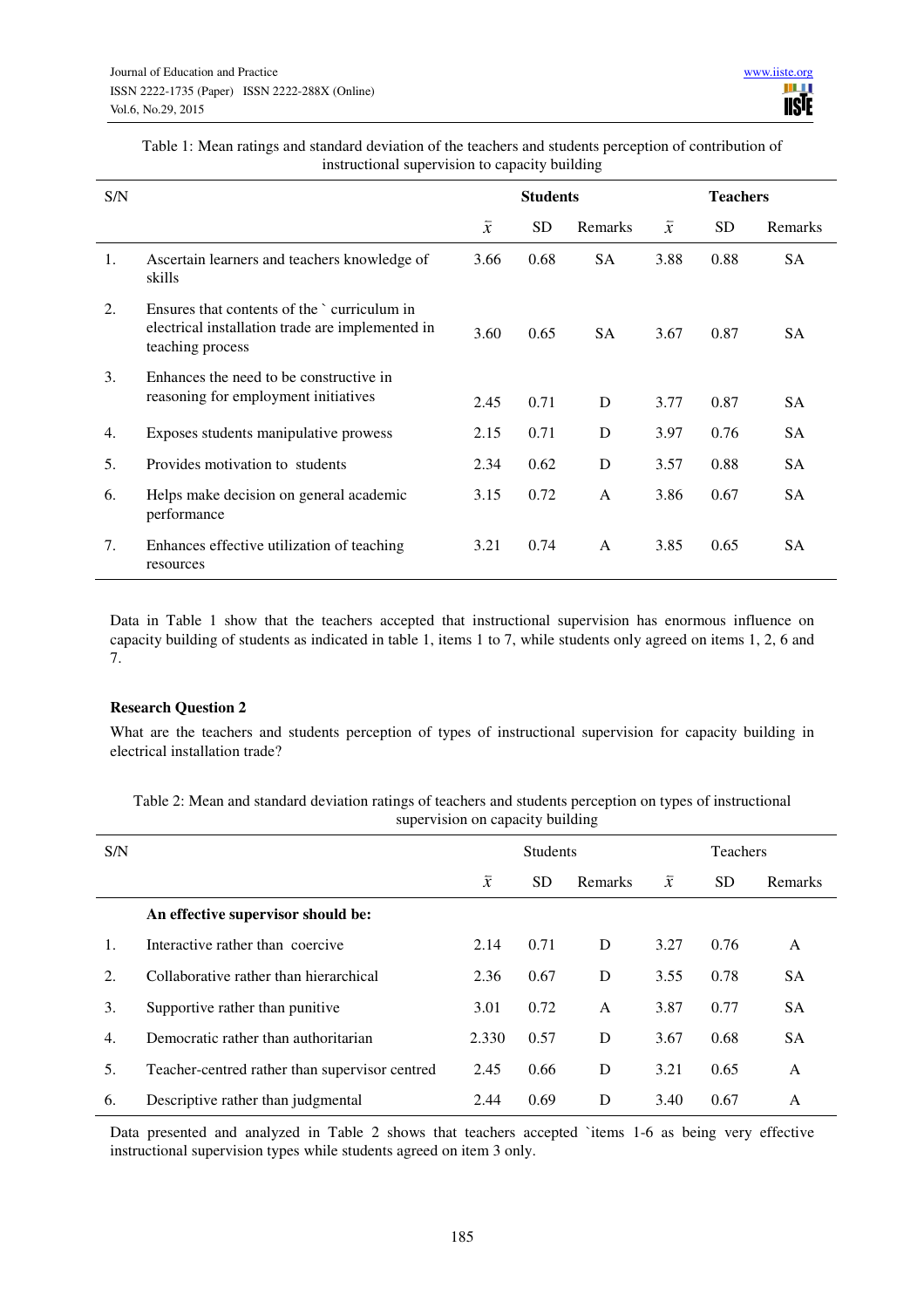Table 1: Mean ratings and standard deviation of the teachers and students perception of contribution of instructional supervision to capacity building

| S/N | | Students | | | Teachers | | |
|---|---|---|---|---|---|---|---|
| | | $\bar{x}$ | SD | Remarks | $\bar{x}$ | SD | Remarks |
| 1. | Ascertain learners and teachers knowledge of skills | 3.66 | 0.68 | SA | 3.88 | 0.88 | SA |
| 2. | Ensures that contents of the ` curriculum in electrical installation trade are implemented in teaching process | 3.60 | 0.65 | SA | 3.67 | 0.87 | SA |
| 3. | Enhances the need to be constructive in reasoning for employment initiatives | 2.45 | 0.71 | D | 3.77 | 0.87 | SA |
| 4. | Exposes students manipulative prowess | 2.15 | 0.71 | D | 3.97 | 0.76 | SA |
| 5. | Provides motivation to students | 2.34 | 0.62 | D | 3.57 | 0.88 | SA |
| 6. | Helps make decision on general academic performance | 3.15 | 0.72 | A | 3.86 | 0.67 | SA |
| 7. | Enhances effective utilization of teaching resources | 3.21 | 0.74 | A | 3.85 | 0.65 | SA |

Data in Table 1 show that the teachers accepted that instructional supervision has enormous influence on capacity building of students as indicated in table 1, items 1 to 7, while students only agreed on items 1, 2, 6 and 7.

**Research Question 2**

What are the teachers and students perception of types of instructional supervision for capacity building in electrical installation trade?

Table 2: Mean and standard deviation ratings of teachers and students perception on types of instructional supervision on capacity building

| S/N | | Students | | | Teachers | | |
|---|---|---|---|---|---|---|---|
| | | $\bar{x}$ | SD | Remarks | $\bar{x}$ | SD | Remarks |
| | **An effective supervisor should be:** | | | | | | |
| 1. | Interactive rather than coercive | 2.14 | 0.71 | D | 3.27 | 0.76 | A |
| 2. | Collaborative rather than hierarchical | 2.36 | 0.67 | D | 3.55 | 0.78 | SA |
| 3. | Supportive rather than punitive | 3.01 | 0.72 | A | 3.87 | 0.77 | SA |
| 4. | Democratic rather than authoritarian | 2.330 | 0.57 | D | 3.67 | 0.68 | SA |
| 5. | Teacher-centred rather than supervisor centred | 2.45 | 0.66 | D | 3.21 | 0.65 | A |
| 6. | Descriptive rather than judgmental | 2.44 | 0.69 | D | 3.40 | 0.67 | A |

Data presented and analyzed in Table 2 shows that teachers accepted `items 1-6 as being very effective instructional supervision types while students agreed on item 3 only.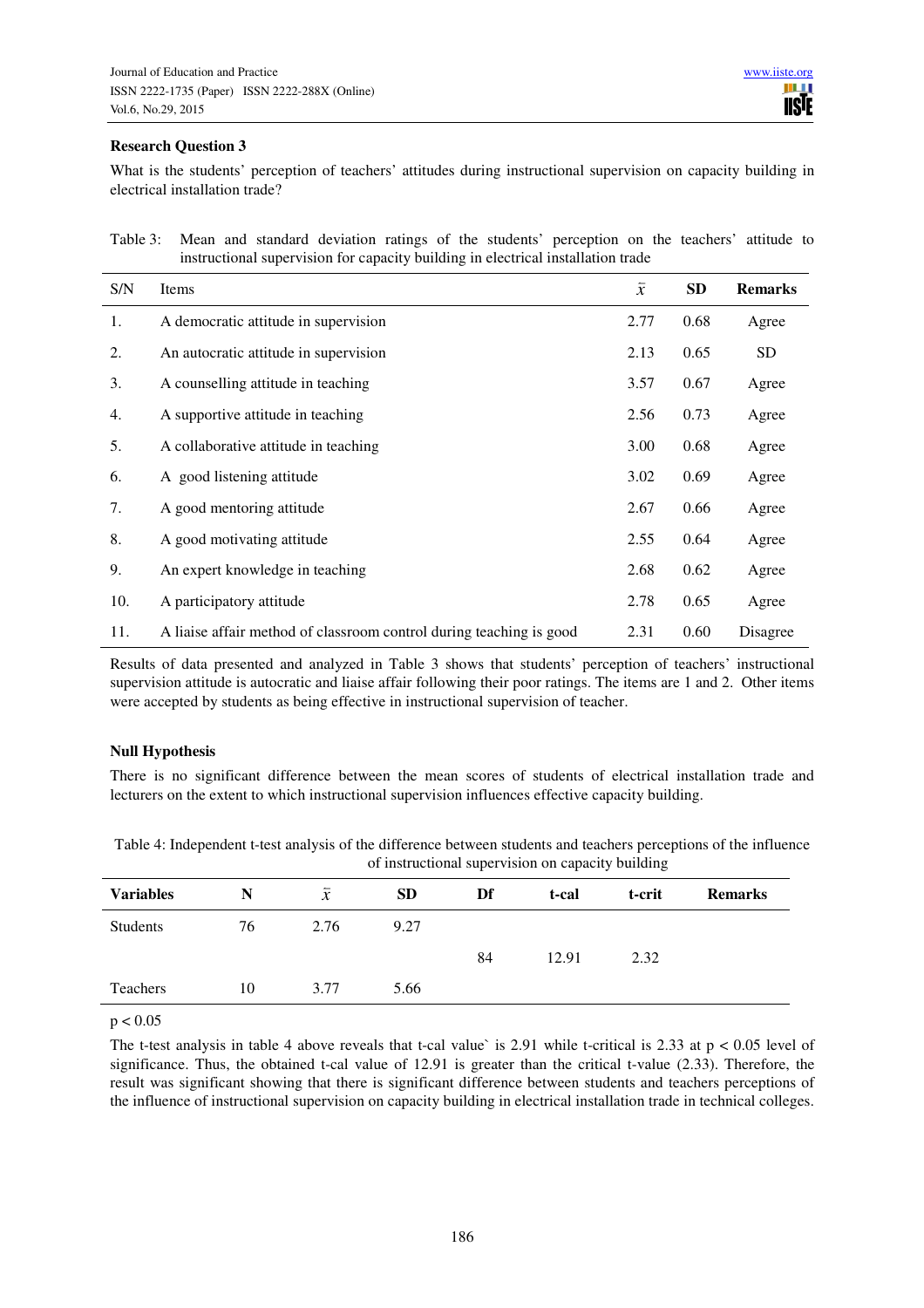**Research Question 3**

What is the students' perception of teachers' attitudes during instructional supervision on capacity building in electrical installation trade?

Table 3: Mean and standard deviation ratings of the students' perception on the teachers' attitude to instructional supervision for capacity building in electrical installation trade

| S/N | Items | $\bar{x}$ | SD | Remarks |
|---|---|---|---|---|
| 1. | A democratic attitude in supervision | 2.77 | 0.68 | Agree |
| 2. | An autocratic attitude in supervision | 2.13 | 0.65 | SD |
| 3. | A counselling attitude in teaching | 3.57 | 0.67 | Agree |
| 4. | A supportive attitude in teaching | 2.56 | 0.73 | Agree |
| 5. | A collaborative attitude in teaching | 3.00 | 0.68 | Agree |
| 6. | A good listening attitude | 3.02 | 0.69 | Agree |
| 7. | A good mentoring attitude | 2.67 | 0.66 | Agree |
| 8. | A good motivating attitude | 2.55 | 0.64 | Agree |
| 9. | An expert knowledge in teaching | 2.68 | 0.62 | Agree |
| 10. | A participatory attitude | 2.78 | 0.65 | Agree |
| 11. | A liaise affair method of classroom control during teaching is good | 2.31 | 0.60 | Disagree |

Results of data presented and analyzed in Table 3 shows that students' perception of teachers' instructional supervision attitude is autocratic and liaise affair following their poor ratings. The items are 1 and 2. Other items were accepted by students as being effective in instructional supervision of teacher.

**Null Hypothesis**

There is no significant difference between the mean scores of students of electrical installation trade and lecturers on the extent to which instructional supervision influences effective capacity building.

Table 4: Independent t-test analysis of the difference between students and teachers perceptions of the influence of instructional supervision on capacity building

| Variables | N | $\bar{x}$ | SD | Df | t-cal | t-crit | Remarks |
|---|---|---|---|---|---|---|---|
| Students | 76 | 2.76 | 9.27 | | | | |
| | | | | 84 | 12.91 | 2.32 | |
| Teachers | 10 | 3.77 | 5.66 | | | | |

$p < 0.05$

The t-test analysis in table 4 above reveals that t-cal value` is 2.91 while t-critical is 2.33 at $p < 0.05$ level of significance. Thus, the obtained t-cal value of 12.91 is greater than the critical t-value (2.33). Therefore, the result was significant showing that there is significant difference between students and teachers perceptions of the influence of instructional supervision on capacity building in electrical installation trade in technical colleges.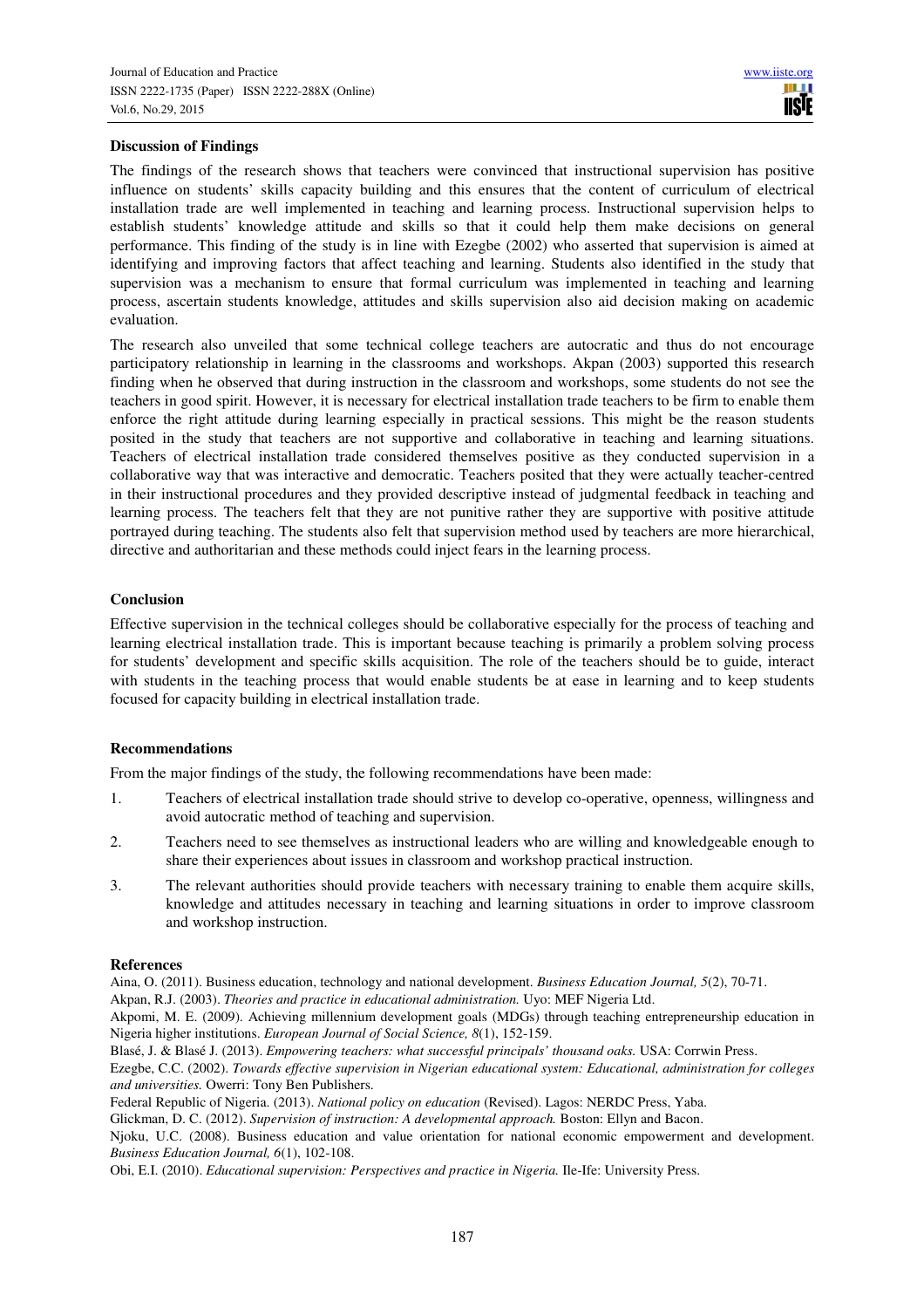### Discussion of Findings

The findings of the research shows that teachers were convinced that instructional supervision has positive influence on students' skills capacity building and this ensures that the content of curriculum of electrical installation trade are well implemented in teaching and learning process. Instructional supervision helps to establish students' knowledge attitude and skills so that it could help them make decisions on general performance. This finding of the study is in line with Ezegbe (2002) who asserted that supervision is aimed at identifying and improving factors that affect teaching and learning. Students also identified in the study that supervision was a mechanism to ensure that formal curriculum was implemented in teaching and learning process, ascertain students knowledge, attitudes and skills supervision also aid decision making on academic evaluation.

The research also unveiled that some technical college teachers are autocratic and thus do not encourage participatory relationship in learning in the classrooms and workshops. Akpan (2003) supported this research finding when he observed that during instruction in the classroom and workshops, some students do not see the teachers in good spirit. However, it is necessary for electrical installation trade teachers to be firm to enable them enforce the right attitude during learning especially in practical sessions. This might be the reason students posited in the study that teachers are not supportive and collaborative in teaching and learning situations. Teachers of electrical installation trade considered themselves positive as they conducted supervision in a collaborative way that was interactive and democratic. Teachers posited that they were actually teacher-centred in their instructional procedures and they provided descriptive instead of judgmental feedback in teaching and learning process. The teachers felt that they are not punitive rather they are supportive with positive attitude portrayed during teaching. The students also felt that supervision method used by teachers are more hierarchical, directive and authoritarian and these methods could inject fears in the learning process.

### Conclusion

Effective supervision in the technical colleges should be collaborative especially for the process of teaching and learning electrical installation trade. This is important because teaching is primarily a problem solving process for students' development and specific skills acquisition. The role of the teachers should be to guide, interact with students in the teaching process that would enable students be at ease in learning and to keep students focused for capacity building in electrical installation trade.

### Recommendations

From the major findings of the study, the following recommendations have been made:

1. Teachers of electrical installation trade should strive to develop co-operative, openness, willingness and avoid autocratic method of teaching and supervision.
2. Teachers need to see themselves as instructional leaders who are willing and knowledgeable enough to share their experiences about issues in classroom and workshop practical instruction.
3. The relevant authorities should provide teachers with necessary training to enable them acquire skills, knowledge and attitudes necessary in teaching and learning situations in order to improve classroom and workshop instruction.

### References

Aina, O. (2011). Business education, technology and national development. *Business Education Journal, 5*(2), 70-71.

Akpan, R.J. (2003). *Theories and practice in educational administration.* Uyo: MEF Nigeria Ltd.

Akpomi, M. E. (2009). Achieving millennium development goals (MDGs) through teaching entrepreneurship education in Nigeria higher institutions. *European Journal of Social Science, 8*(1), 152-159.

Blasé, J. & Blasé J. (2013). *Empowering teachers: what successful principals' thousand oaks.* USA: Corrwin Press.

Ezegbe, C.C. (2002). *Towards effective supervision in Nigerian educational system: Educational, administration for colleges and universities.* Owerri: Tony Ben Publishers.

Federal Republic of Nigeria. (2013). *National policy on education* (Revised). Lagos: NERDC Press, Yaba.

Glickman, D. C. (2012). *Supervision of instruction: A developmental approach.* Boston: Ellyn and Bacon.

Njoku, U.C. (2008). Business education and value orientation for national economic empowerment and development. *Business Education Journal, 6*(1), 102-108.

Obi, E.I. (2010). *Educational supervision: Perspectives and practice in Nigeria.* Ile-Ife: University Press.